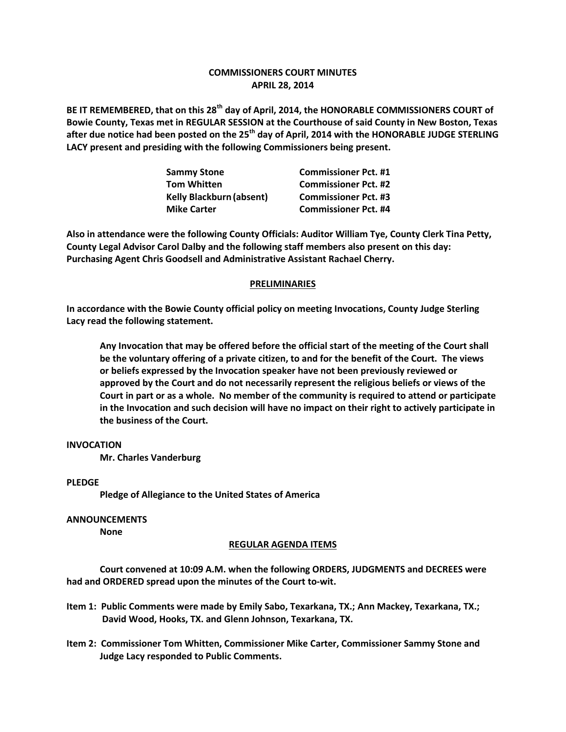# COMMISSIONERS COURT MINUTES
## APRIL 28, 2014

**BE IT REMEMBERED, that on this 28th day of April, 2014, the HONORABLE COMMISSIONERS COURT of Bowie County, Texas met in REGULAR SESSION at the Courthouse of said County in New Boston, Texas after due notice had been posted on the 25th day of April, 2014 with the HONORABLE JUDGE STERLING LACY present and presiding with the following Commissioners being present.**

| | |
|---|---|
| **Sammy Stone** | **Commissioner Pct. #1** |
| **Tom Whitten** | **Commissioner Pct. #2** |
| **Kelly Blackburn (absent)** | **Commissioner Pct. #3** |
| **Mike Carter** | **Commissioner Pct. #4** |

**Also in attendance were the following County Officials: Auditor William Tye, County Clerk Tina Petty, County Legal Advisor Carol Dalby and the following staff members also present on this day: Purchasing Agent Chris Goodsell and Administrative Assistant Rachael Cherry.**

## PRELIMINARIES

**In accordance with the Bowie County official policy on meeting Invocations, County Judge Sterling Lacy read the following statement.**

> **Any Invocation that may be offered before the official start of the meeting of the Court shall be the voluntary offering of a private citizen, to and for the benefit of the Court. The views or beliefs expressed by the Invocation speaker have not been previously reviewed or approved by the Court and do not necessarily represent the religious beliefs or views of the Court in part or as a whole. No member of the community is required to attend or participate in the Invocation and such decision will have no impact on their right to actively participate in the business of the Court.**

**INVOCATION**

**Mr. Charles Vanderburg**

**PLEDGE**

**Pledge of Allegiance to the United States of America**

**ANNOUNCEMENTS**

**None**

## REGULAR AGENDA ITEMS

**Court convened at 10:09 A.M. when the following ORDERS, JUDGMENTS and DECREES were had and ORDERED spread upon the minutes of the Court to-wit.**

**Item 1: Public Comments were made by Emily Sabo, Texarkana, TX.; Ann Mackey, Texarkana, TX.; David Wood, Hooks, TX. and Glenn Johnson, Texarkana, TX.**

**Item 2: Commissioner Tom Whitten, Commissioner Mike Carter, Commissioner Sammy Stone and Judge Lacy responded to Public Comments.**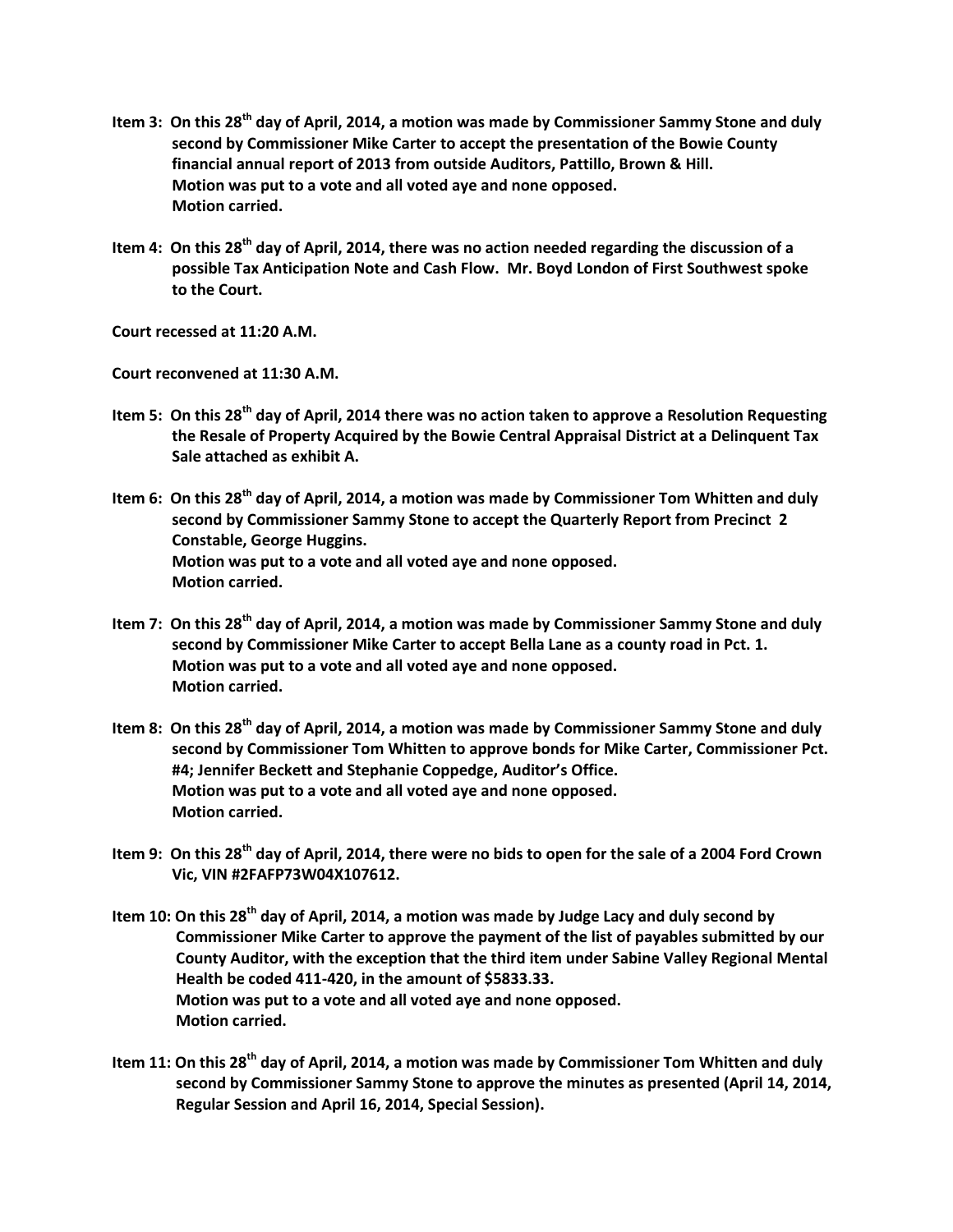**Item 3: On this 28th day of April, 2014, a motion was made by Commissioner Sammy Stone and duly second by Commissioner Mike Carter to accept the presentation of the Bowie County financial annual report of 2013 from outside Auditors, Pattillo, Brown & Hill. Motion was put to a vote and all voted aye and none opposed. Motion carried.**

**Item 4: On this 28th day of April, 2014, there was no action needed regarding the discussion of a possible Tax Anticipation Note and Cash Flow. Mr. Boyd London of First Southwest spoke to the Court.**

**Court recessed at 11:20 A.M.**

**Court reconvened at 11:30 A.M.**

**Item 5: On this 28th day of April, 2014 there was no action taken to approve a Resolution Requesting the Resale of Property Acquired by the Bowie Central Appraisal District at a Delinquent Tax Sale attached as exhibit A.**

**Item 6: On this 28th day of April, 2014, a motion was made by Commissioner Tom Whitten and duly second by Commissioner Sammy Stone to accept the Quarterly Report from Precinct 2 Constable, George Huggins. Motion was put to a vote and all voted aye and none opposed. Motion carried.**

**Item 7: On this 28th day of April, 2014, a motion was made by Commissioner Sammy Stone and duly second by Commissioner Mike Carter to accept Bella Lane as a county road in Pct. 1. Motion was put to a vote and all voted aye and none opposed. Motion carried.**

**Item 8: On this 28th day of April, 2014, a motion was made by Commissioner Sammy Stone and duly second by Commissioner Tom Whitten to approve bonds for Mike Carter, Commissioner Pct. #4; Jennifer Beckett and Stephanie Coppedge, Auditor's Office. Motion was put to a vote and all voted aye and none opposed. Motion carried.**

**Item 9: On this 28th day of April, 2014, there were no bids to open for the sale of a 2004 Ford Crown Vic, VIN #2FAFP73W04X107612.**

**Item 10: On this 28th day of April, 2014, a motion was made by Judge Lacy and duly second by Commissioner Mike Carter to approve the payment of the list of payables submitted by our County Auditor, with the exception that the third item under Sabine Valley Regional Mental Health be coded 411-420, in the amount of $5833.33. Motion was put to a vote and all voted aye and none opposed. Motion carried.**

**Item 11: On this 28th day of April, 2014, a motion was made by Commissioner Tom Whitten and duly second by Commissioner Sammy Stone to approve the minutes as presented (April 14, 2014, Regular Session and April 16, 2014, Special Session).**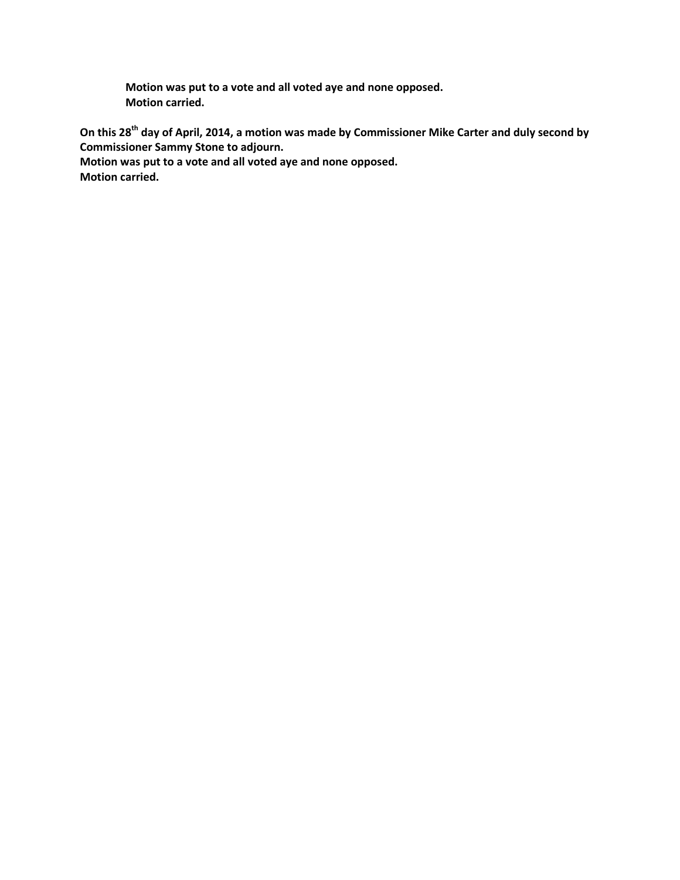**Motion was put to a vote and all voted aye and none opposed.**
**Motion carried.**

**On this 28th day of April, 2014, a motion was made by Commissioner Mike Carter and duly second by Commissioner Sammy Stone to adjourn.**
**Motion was put to a vote and all voted aye and none opposed.**
**Motion carried.**